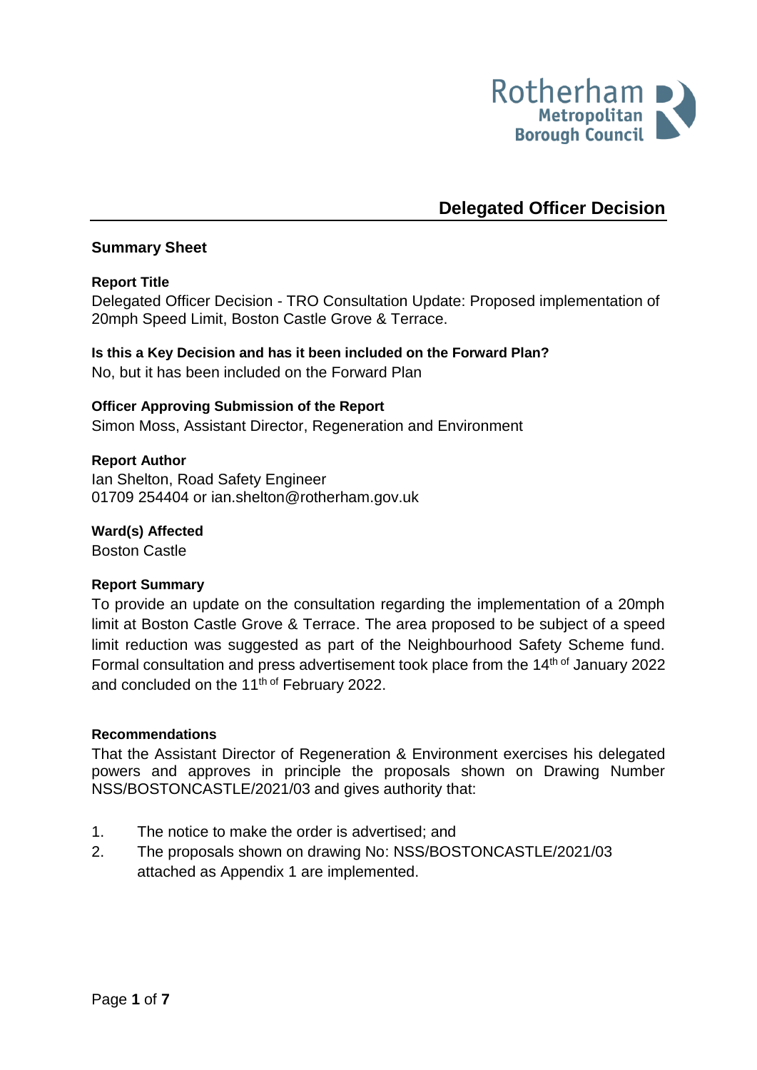Rotherham Metropolitan Borough Council

# Delegated Officer Decision

## Summary Sheet

**Report Title**

Delegated Officer Decision - TRO Consultation Update: Proposed implementation of 20mph Speed Limit, Boston Castle Grove & Terrace.

**Is this a Key Decision and has it been included on the Forward Plan?**

No, but it has been included on the Forward Plan

**Officer Approving Submission of the Report**

Simon Moss, Assistant Director, Regeneration and Environment

**Report Author**

Ian Shelton, Road Safety Engineer
01709 254404 or ian.shelton@rotherham.gov.uk

**Ward(s) Affected**

Boston Castle

**Report Summary**

To provide an update on the consultation regarding the implementation of a 20mph limit at Boston Castle Grove & Terrace. The area proposed to be subject of a speed limit reduction was suggested as part of the Neighbourhood Safety Scheme fund. Formal consultation and press advertisement took place from the 14th of January 2022 and concluded on the 11th of February 2022.

**Recommendations**

That the Assistant Director of Regeneration & Environment exercises his delegated powers and approves in principle the proposals shown on Drawing Number NSS/BOSTONCASTLE/2021/03 and gives authority that:

1. The notice to make the order is advertised; and
2. The proposals shown on drawing No: NSS/BOSTONCASTLE/2021/03 attached as Appendix 1 are implemented.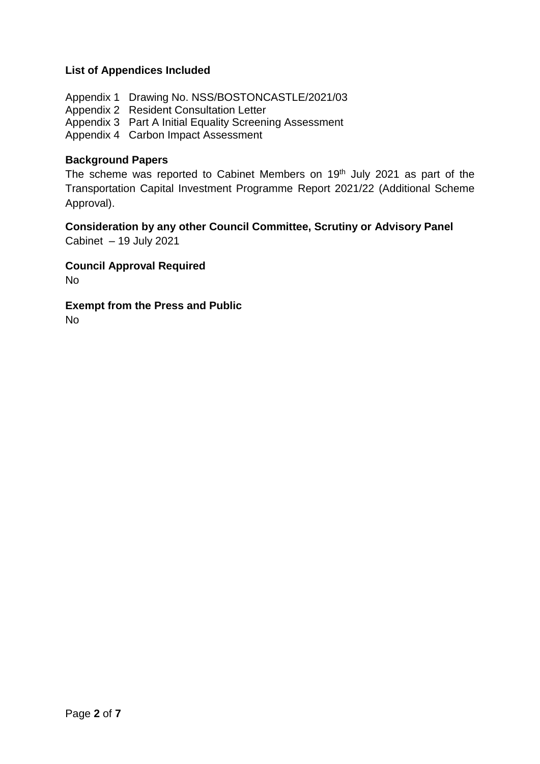**List of Appendices Included**

Appendix 1 Drawing No. NSS/BOSTONCASTLE/2021/03
Appendix 2 Resident Consultation Letter
Appendix 3 Part A Initial Equality Screening Assessment
Appendix 4 Carbon Impact Assessment

**Background Papers**

The scheme was reported to Cabinet Members on 19th July 2021 as part of the Transportation Capital Investment Programme Report 2021/22 (Additional Scheme Approval).

**Consideration by any other Council Committee, Scrutiny or Advisory Panel**

Cabinet – 19 July 2021

**Council Approval Required**

No

**Exempt from the Press and Public**

No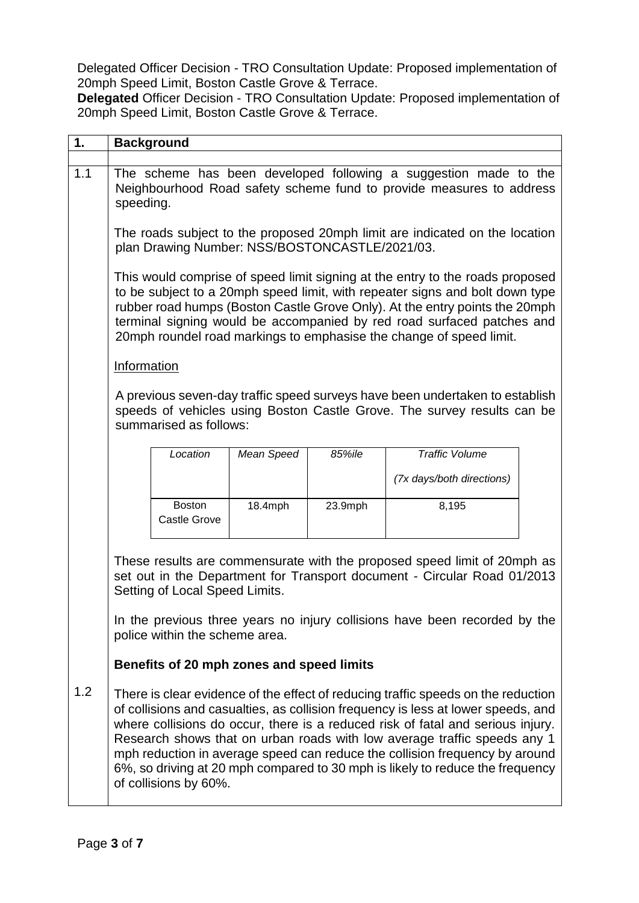Delegated Officer Decision - TRO Consultation Update: Proposed implementation of 20mph Speed Limit, Boston Castle Grove & Terrace.

**Delegated** Officer Decision - TRO Consultation Update: Proposed implementation of 20mph Speed Limit, Boston Castle Grove & Terrace.

## 1. Background

**1.1** The scheme has been developed following a suggestion made to the Neighbourhood Road safety scheme fund to provide measures to address speeding.

The roads subject to the proposed 20mph limit are indicated on the location plan Drawing Number: NSS/BOSTONCASTLE/2021/03.

This would comprise of speed limit signing at the entry to the roads proposed to be subject to a 20mph speed limit, with repeater signs and bolt down type rubber road humps (Boston Castle Grove Only). At the entry points the 20mph terminal signing would be accompanied by red road surfaced patches and 20mph roundel road markings to emphasise the change of speed limit.

Information

A previous seven-day traffic speed surveys have been undertaken to establish speeds of vehicles using Boston Castle Grove. The survey results can be summarised as follows:

| *Location* | *Mean Speed* | *85%ile* | *Traffic Volume* *(7x days/both directions)* |
|---|---|---|---|
| Boston Castle Grove | 18.4mph | 23.9mph | 8,195 |

These results are commensurate with the proposed speed limit of 20mph as set out in the Department for Transport document - Circular Road 01/2013 Setting of Local Speed Limits.

In the previous three years no injury collisions have been recorded by the police within the scheme area.

### Benefits of 20 mph zones and speed limits

**1.2** There is clear evidence of the effect of reducing traffic speeds on the reduction of collisions and casualties, as collision frequency is less at lower speeds, and where collisions do occur, there is a reduced risk of fatal and serious injury. Research shows that on urban roads with low average traffic speeds any 1 mph reduction in average speed can reduce the collision frequency by around 6%, so driving at 20 mph compared to 30 mph is likely to reduce the frequency of collisions by 60%.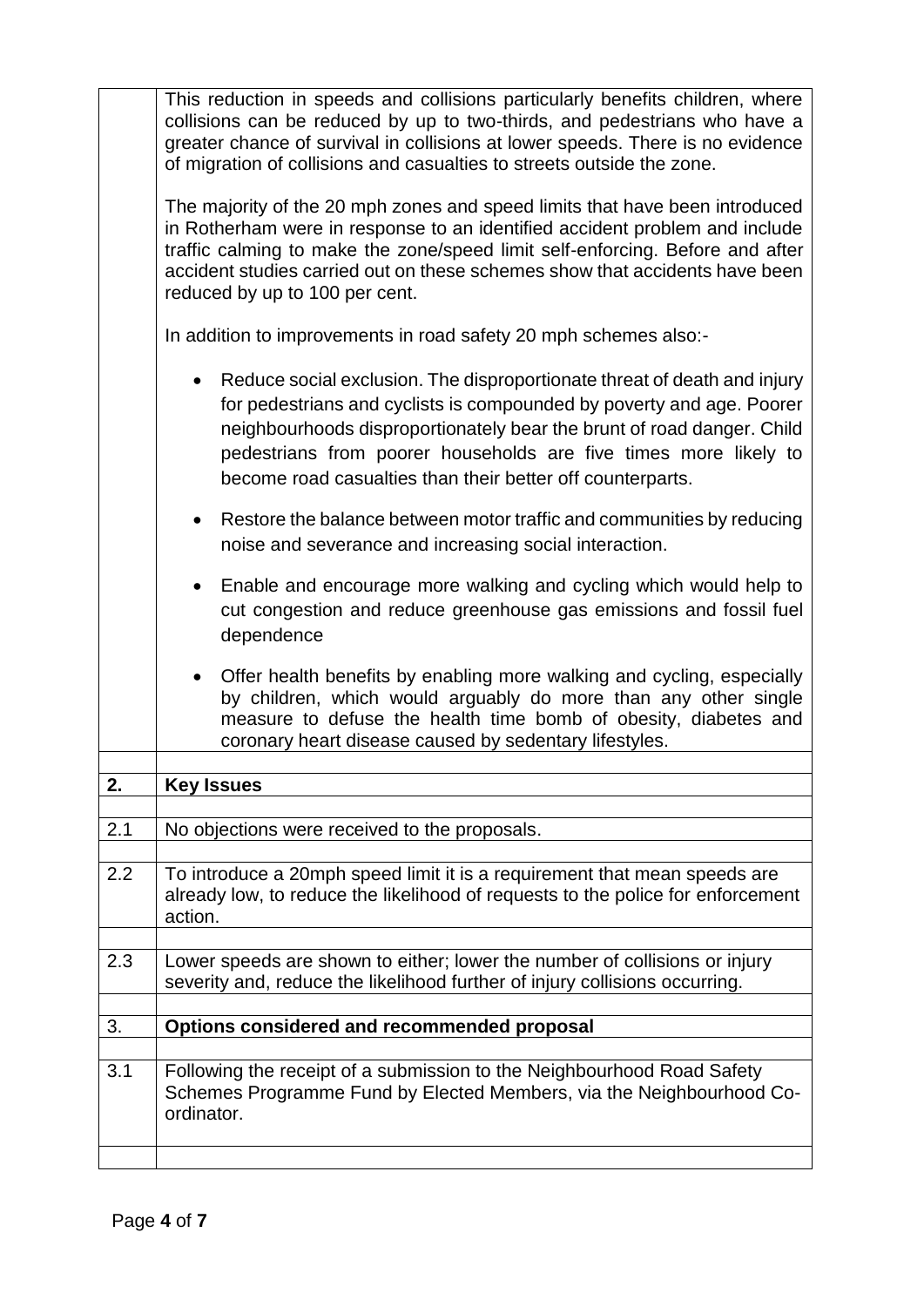This reduction in speeds and collisions particularly benefits children, where collisions can be reduced by up to two-thirds, and pedestrians who have a greater chance of survival in collisions at lower speeds. There is no evidence of migration of collisions and casualties to streets outside the zone.

The majority of the 20 mph zones and speed limits that have been introduced in Rotherham were in response to an identified accident problem and include traffic calming to make the zone/speed limit self-enforcing. Before and after accident studies carried out on these schemes show that accidents have been reduced by up to 100 per cent.

In addition to improvements in road safety 20 mph schemes also:-

- Reduce social exclusion. The disproportionate threat of death and injury for pedestrians and cyclists is compounded by poverty and age. Poorer neighbourhoods disproportionately bear the brunt of road danger. Child pedestrians from poorer households are five times more likely to become road casualties than their better off counterparts.
- Restore the balance between motor traffic and communities by reducing noise and severance and increasing social interaction.
- Enable and encourage more walking and cycling which would help to cut congestion and reduce greenhouse gas emissions and fossil fuel dependence
- Offer health benefits by enabling more walking and cycling, especially by children, which would arguably do more than any other single measure to defuse the health time bomb of obesity, diabetes and coronary heart disease caused by sedentary lifestyles.

## 2. Key Issues

2.1 No objections were received to the proposals.

2.2 To introduce a 20mph speed limit it is a requirement that mean speeds are already low, to reduce the likelihood of requests to the police for enforcement action.

2.3 Lower speeds are shown to either; lower the number of collisions or injury severity and, reduce the likelihood further of injury collisions occurring.

## 3. Options considered and recommended proposal

3.1 Following the receipt of a submission to the Neighbourhood Road Safety Schemes Programme Fund by Elected Members, via the Neighbourhood Co-ordinator.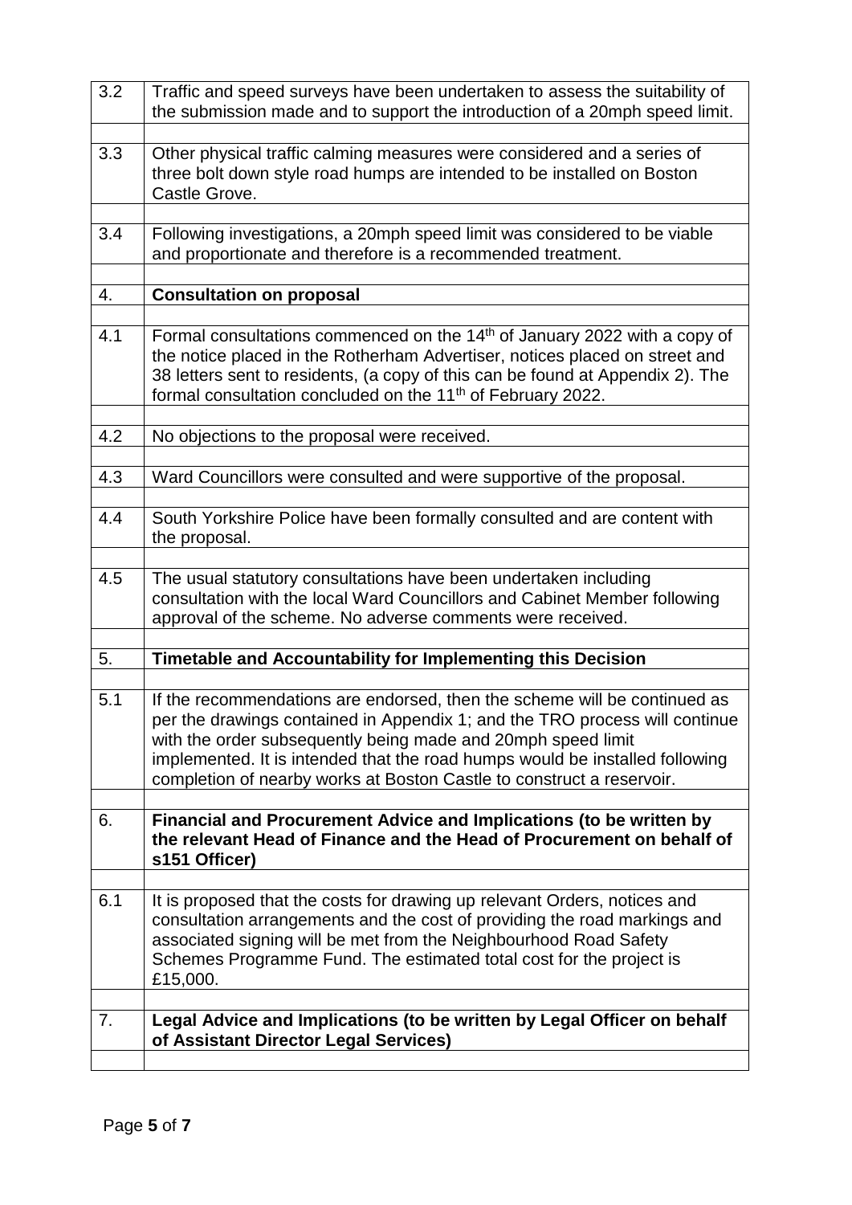| | |
|---|---|
| 3.2 | Traffic and speed surveys have been undertaken to assess the suitability of the submission made and to support the introduction of a 20mph speed limit. |
| | |
| 3.3 | Other physical traffic calming measures were considered and a series of three bolt down style road humps are intended to be installed on Boston Castle Grove. |
| | |
| 3.4 | Following investigations, a 20mph speed limit was considered to be viable and proportionate and therefore is a recommended treatment. |
| | |
| 4. | **Consultation on proposal** |
| | |
| 4.1 | Formal consultations commenced on the 14th of January 2022 with a copy of the notice placed in the Rotherham Advertiser, notices placed on street and 38 letters sent to residents, (a copy of this can be found at Appendix 2). The formal consultation concluded on the 11th of February 2022. |
| | |
| 4.2 | No objections to the proposal were received. |
| | |
| 4.3 | Ward Councillors were consulted and were supportive of the proposal. |
| | |
| 4.4 | South Yorkshire Police have been formally consulted and are content with the proposal. |
| | |
| 4.5 | The usual statutory consultations have been undertaken including consultation with the local Ward Councillors and Cabinet Member following approval of the scheme. No adverse comments were received. |
| | |
| 5. | **Timetable and Accountability for Implementing this Decision** |
| | |
| 5.1 | If the recommendations are endorsed, then the scheme will be continued as per the drawings contained in Appendix 1; and the TRO process will continue with the order subsequently being made and 20mph speed limit implemented. It is intended that the road humps would be installed following completion of nearby works at Boston Castle to construct a reservoir. |
| | |
| 6. | **Financial and Procurement Advice and Implications (to be written by the relevant Head of Finance and the Head of Procurement on behalf of s151 Officer)** |
| | |
| 6.1 | It is proposed that the costs for drawing up relevant Orders, notices and consultation arrangements and the cost of providing the road markings and associated signing will be met from the Neighbourhood Road Safety Schemes Programme Fund. The estimated total cost for the project is £15,000. |
| | |
| 7. | **Legal Advice and Implications (to be written by Legal Officer on behalf of Assistant Director Legal Services)** |
| | |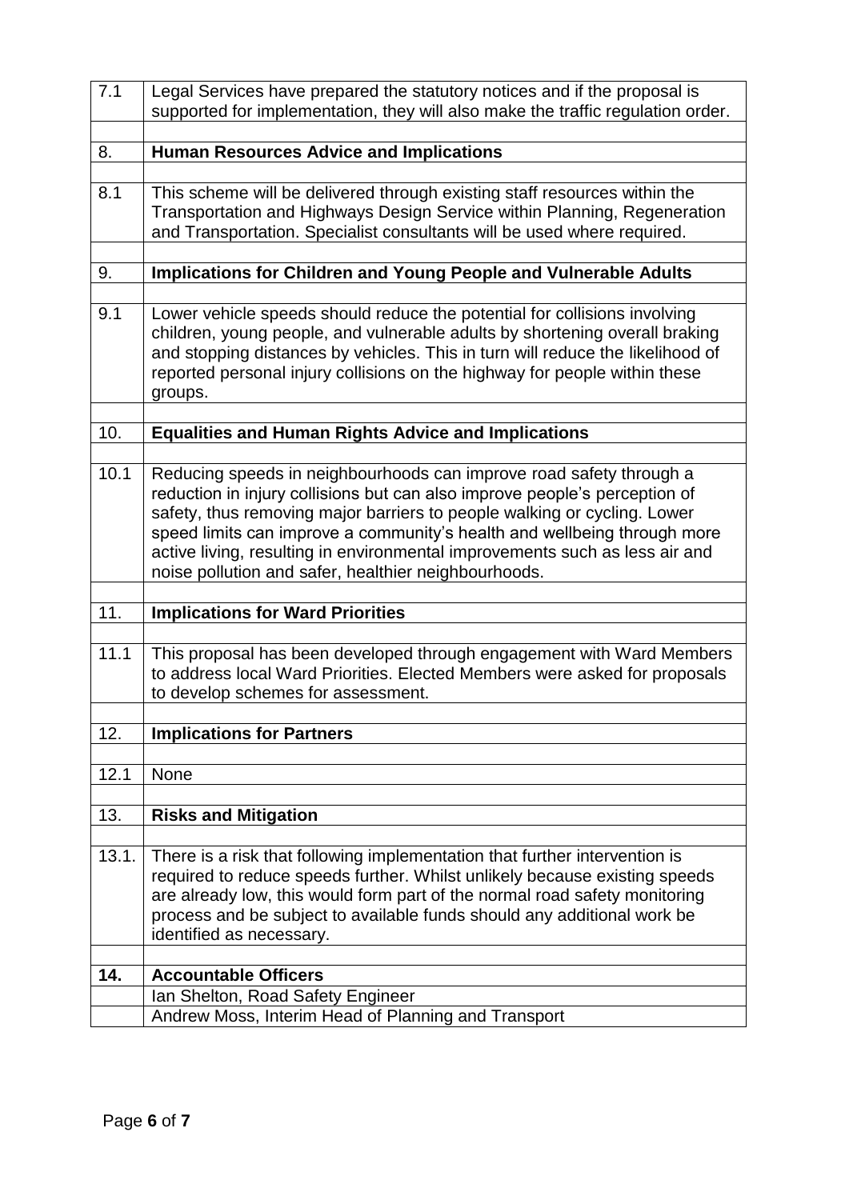| | |
|---|---|
| 7.1 | Legal Services have prepared the statutory notices and if the proposal is supported for implementation, they will also make the traffic regulation order. |
| | |
| 8. | **Human Resources Advice and Implications** |
| | |
| 8.1 | This scheme will be delivered through existing staff resources within the Transportation and Highways Design Service within Planning, Regeneration and Transportation. Specialist consultants will be used where required. |
| | |
| 9. | **Implications for Children and Young People and Vulnerable Adults** |
| | |
| 9.1 | Lower vehicle speeds should reduce the potential for collisions involving children, young people, and vulnerable adults by shortening overall braking and stopping distances by vehicles. This in turn will reduce the likelihood of reported personal injury collisions on the highway for people within these groups. |
| | |
| 10. | **Equalities and Human Rights Advice and Implications** |
| | |
| 10.1 | Reducing speeds in neighbourhoods can improve road safety through a reduction in injury collisions but can also improve people's perception of safety, thus removing major barriers to people walking or cycling. Lower speed limits can improve a community's health and wellbeing through more active living, resulting in environmental improvements such as less air and noise pollution and safer, healthier neighbourhoods. |
| | |
| 11. | **Implications for Ward Priorities** |
| | |
| 11.1 | This proposal has been developed through engagement with Ward Members to address local Ward Priorities. Elected Members were asked for proposals to develop schemes for assessment. |
| | |
| 12. | **Implications for Partners** |
| | |
| 12.1 | None |
| | |
| 13. | **Risks and Mitigation** |
| | |
| 13.1. | There is a risk that following implementation that further intervention is required to reduce speeds further. Whilst unlikely because existing speeds are already low, this would form part of the normal road safety monitoring process and be subject to available funds should any additional work be identified as necessary. |
| | |
| **14.** | **Accountable Officers** |
| | Ian Shelton, Road Safety Engineer |
| | Andrew Moss, Interim Head of Planning and Transport |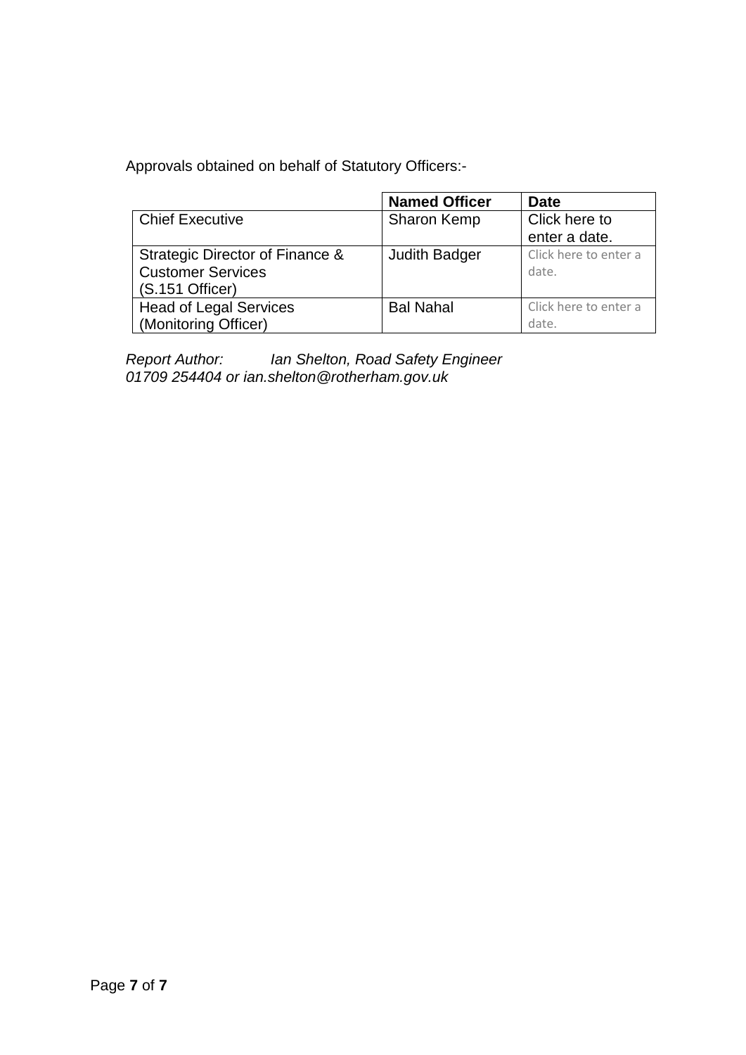Approvals obtained on behalf of Statutory Officers:-

| | Named Officer | Date |
|---|---|---|
| Chief Executive | Sharon Kemp | Click here to enter a date. |
| Strategic Director of Finance & Customer Services (S.151 Officer) | Judith Badger | Click here to enter a date. |
| Head of Legal Services (Monitoring Officer) | Bal Nahal | Click here to enter a date. |

*Report Author: Ian Shelton, Road Safety Engineer*
*01709 254404 or ian.shelton@rotherham.gov.uk*